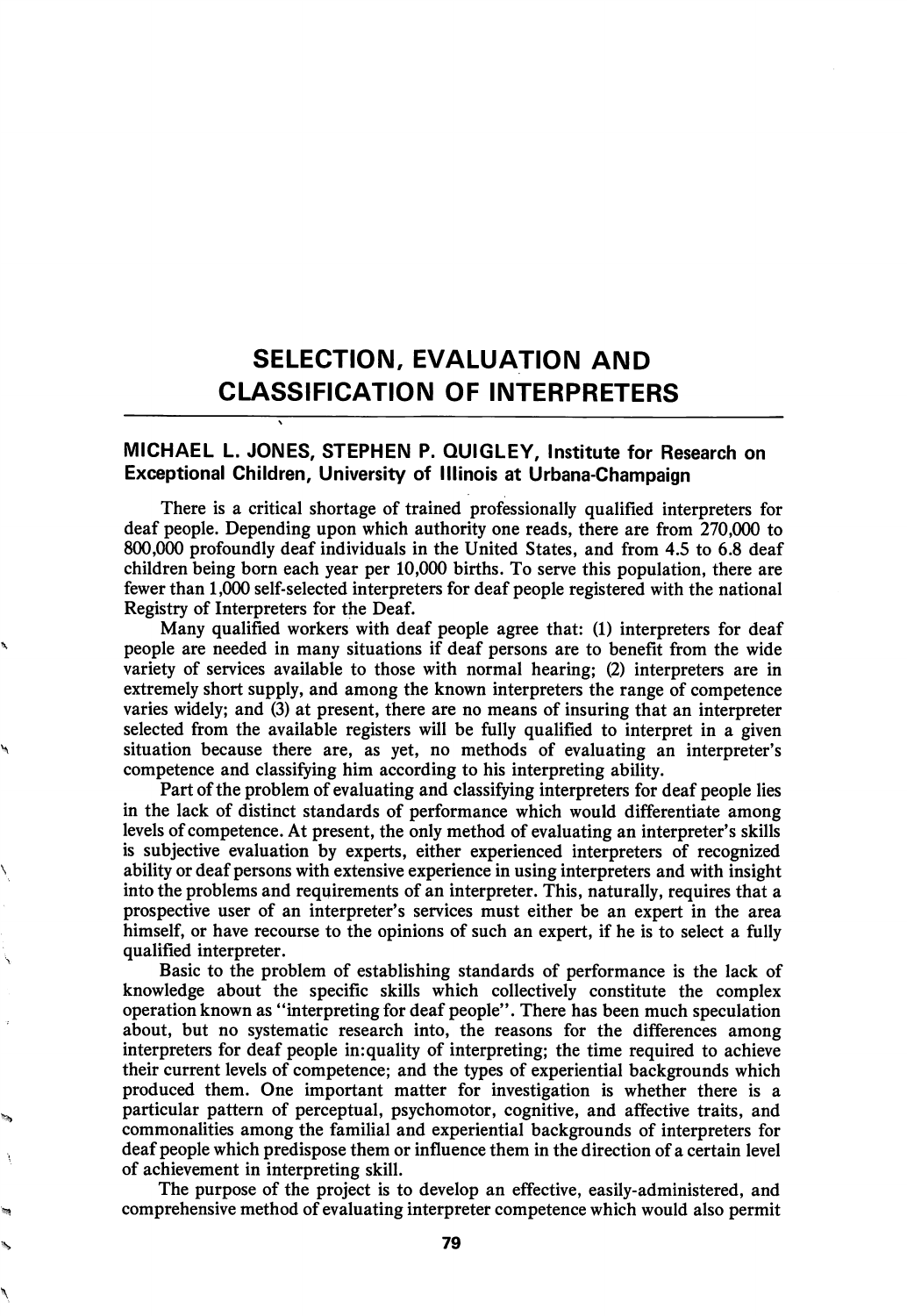# SELECTION, EVALUATION AND CLASSIFICATION OF INTERPRETERS

**MICHAEL L. JONES, STEPHEN P. QUIGLEY, Institute for Research on Exceptional Children, University of Illinois at Urbana-Champaign**

There is a critical shortage of trained professionally qualified interpreters for deaf people. Depending upon which authority one reads, there are from 270,000 to 800,000 profoundly deaf individuals in the United States, and from 4.5 to 6.8 deaf children being born each year per 10,000 births. To serve this population, there are fewer than 1,000 self-selected interpreters for deaf people registered with the national Registry of Interpreters for the Deaf.

Many qualified workers with deaf people agree that: (1) interpreters for deaf people are needed in many situations if deaf persons are to benefit from the wide variety of services available to those with normal hearing; (2) interpreters are in extremely short supply, and among the known interpreters the range of competence varies widely; and (3) at present, there are no means of insuring that an interpreter selected from the available registers will be fully qualified to interpret in a given situation because there are, as yet, no methods of evaluating an interpreter's competence and classifying him according to his interpreting ability.

Part of the problem of evaluating and classifying interpreters for deaf people lies in the lack of distinct standards of performance which would differentiate among levels of competence. At present, the only method of evaluating an interpreter's skills is subjective evaluation by experts, either experienced interpreters of recognized ability or deaf persons with extensive experience in using interpreters and with insight into the problems and requirements of an interpreter. This, naturally, requires that a prospective user of an interpreter's services must either be an expert in the area himself, or have recourse to the opinions of such an expert, if he is to select a fully qualified interpreter.

Basic to the problem of establishing standards of performance is the lack of knowledge about the specific skills which collectively constitute the complex operation known as "interpreting for deaf people". There has been much speculation about, but no systematic research into, the reasons for the differences among interpreters for deaf people in:quality of interpreting; the time required to achieve their current levels of competence; and the types of experiential backgrounds which produced them. One important matter for investigation is whether there is a particular pattern of perceptual, psychomotor, cognitive, and affective traits, and commonalities among the familial and experiential backgrounds of interpreters for deaf people which predispose them or influence them in the direction of a certain level of achievement in interpreting skill.

The purpose of the project is to develop an effective, easily-administered, and comprehensive method of evaluating interpreter competence which would also permit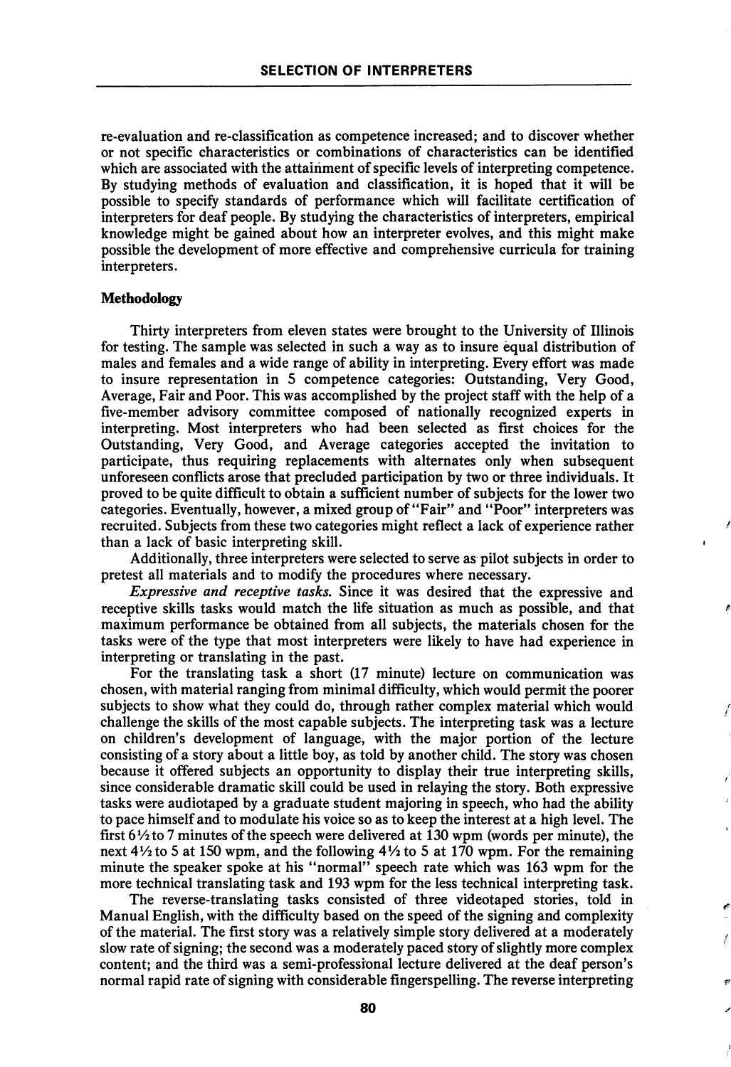re-evaluation and re-classification as competence increased; and to discover whether or not specific characteristics or combinations of characteristics can be identified which are associated with the attainment of specific levels of interpreting competence. By studying methods of evaluation and classification, it is hoped that it will be possible to specify standards of performance which will facilitate certification of interpreters for deaf people. By studying the characteristics of interpreters, empirical knowledge might be gained about how an interpreter evolves, and this might make possible the development of more effective and comprehensive curricula for training interpreters.

## Methodology

Thirty interpreters from eleven states were brought to the University of Illinois for testing. The sample was selected in such a way as to insure equal distribution of males and females and a wide range of ability in interpreting. Every effort was made to insure representation in 5 competence categories: Outstanding, Very Good, Average, Fair and Poor. This was accomplished by the project staff with the help of a five-member advisory committee composed of nationally recognized experts in interpreting. Most interpreters who had been selected as first choices for the Outstanding, Very Good, and Average categories accepted the invitation to participate, thus requiring replacements with alternates only when subsequent unforeseen conflicts arose that precluded participation by two or three individuals. It proved to be quite difficult to obtain a sufficient number of subjects for the lower two categories. Eventually, however, a mixed group of "Fair" and "Poor" interpreters was recruited. Subjects from these two categories might reflect a lack of experience rather than a lack of basic interpreting skill.

Additionally, three interpreters were selected to serve as pilot subjects in order to pretest all materials and to modify the procedures where necessary.

*Expressive and receptive tasks.* Since it was desired that the expressive and receptive skills tasks would match the life situation as much as possible, and that maximum performance be obtained from all subjects, the materials chosen for the tasks were of the type that most interpreters were likely to have had experience in interpreting or translating in the past.

For the translating task a short (17 minute) lecture on communication was chosen, with material ranging from minimal difficulty, which would permit the poorer subjects to show what they could do, through rather complex material which would challenge the skills of the most capable subjects. The interpreting task was a lecture on children's development of language, with the major portion of the lecture consisting of a story about a little boy, as told by another child. The story was chosen because it offered subjects an opportunity to display their true interpreting skills, since considerable dramatic skill could be used in relaying the story. Both expressive tasks were audiotaped by a graduate student majoring in speech, who had the ability to pace himself and to modulate his voice so as to keep the interest at a high level. The first 6½ to 7 minutes of the speech were delivered at 130 wpm (words per minute), the next 4½ to 5 at 150 wpm, and the following 4½ to 5 at 170 wpm. For the remaining minute the speaker spoke at his "normal" speech rate which was 163 wpm for the more technical translating task and 193 wpm for the less technical interpreting task.

The reverse-translating tasks consisted of three videotaped stories, told in Manual English, with the difficulty based on the speed of the signing and complexity of the material. The first story was a relatively simple story delivered at a moderately slow rate of signing; the second was a moderately paced story of slightly more complex content; and the third was a semi-professional lecture delivered at the deaf person's normal rapid rate of signing with considerable fingerspelling. The reverse interpreting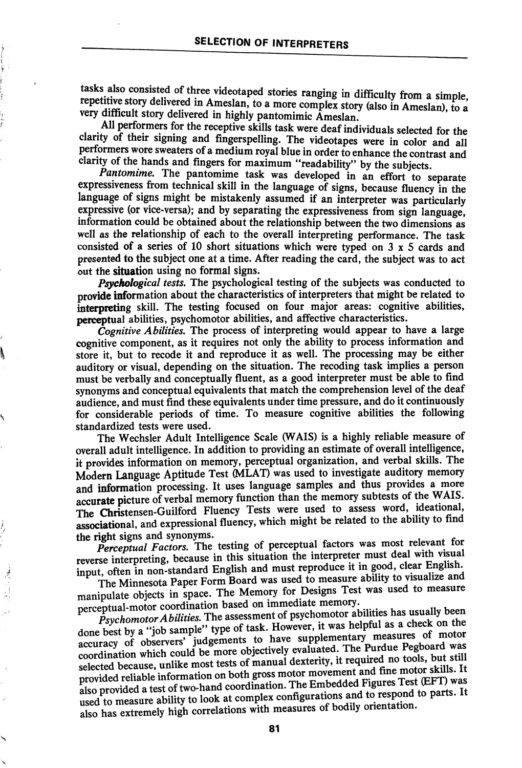tasks also consisted of three videotaped stories ranging in difficulty from a simple, repetitive story delivered in Ameslan, to a more complex story (also in Ameslan), to a very difficult story delivered in highly pantomimic Ameslan.

All performers for the receptive skills task were deaf individuals selected for the clarity of their signing and fingerspelling. The videotapes were in color and all performers wore sweaters of a medium royal blue in order to enhance the contrast and clarity of the hands and fingers for maximum "readability" by the subjects.

*Pantomime.* The pantomime task was developed in an effort to separate expressiveness from technical skill in the language of signs, because fluency in the language of signs might be mistakenly assumed if an interpreter was particularly expressive (or vice-versa); and by separating the expressiveness from sign language, information could be obtained about the relationship between the two dimensions as well as the relationship of each to the overall interpreting performance. The task consisted of a series of 10 short situations which were typed on 3 x 5 cards and presented to the subject one at a time. After reading the card, the subject was to act out the situation using no formal signs.

*Psychological tests.* The psychological testing of the subjects was conducted to provide information about the characteristics of interpreters that might be related to interpreting skill. The testing focused on four major areas: cognitive abilities, perceptual abilities, psychomotor abilities, and affective characteristics.

*Cognitive Abilities.* The process of interpreting would appear to have a large cognitive component, as it requires not only the ability to process information and store it, but to recode it and reproduce it as well. The processing may be either auditory or visual, depending on the situation. The recoding task implies a person must be verbally and conceptually fluent, as a good interpreter must be able to find synonyms and conceptual equivalents that match the comprehension level of the deaf audience, and must find these equivalents under time pressure, and do it continuously for considerable periods of time. To measure cognitive abilities the following standardized tests were used.

The Wechsler Adult Intelligence Scale (WAIS) is a highly reliable measure of overall adult intelligence. In addition to providing an estimate of overall intelligence, it provides information on memory, perceptual organization, and verbal skills. The Modern Language Aptitude Test (MLAT) was used to investigate auditory memory and information processing. It uses language samples and thus provides a more accurate picture of verbal memory function than the memory subtests of the WAIS. The Christensen-Guilford Fluency Tests were used to assess word, ideational, associational, and expressional fluency, which might be related to the ability to find the right signs and synonyms.

*Perceptual Factors.* The testing of perceptual factors was most relevant for reverse interpreting, because in this situation the interpreter must deal with visual input, often in non-standard English and must reproduce it in good, clear English.

The Minnesota Paper Form Board was used to measure ability to visualize and manipulate objects in space. The Memory for Designs Test was used to measure perceptual-motor coordination based on immediate memory.

*Psychomotor Abilities.* The assessment of psychomotor abilities has usually been done best by a "job sample" type of task. However, it was helpful as a check on the accuracy of observers' judgements to have supplementary measures of motor coordination which could be more objectively evaluated. The Purdue Pegboard was selected because, unlike most tests of manual dexterity, it required no tools, but still provided reliable information on both gross motor movement and fine motor skills. It also provided a test of two-hand coordination. The Embedded Figures Test (EFT) was used to measure ability to look at complex configurations and to respond to parts. It also has extremely high correlations with measures of bodily orientation.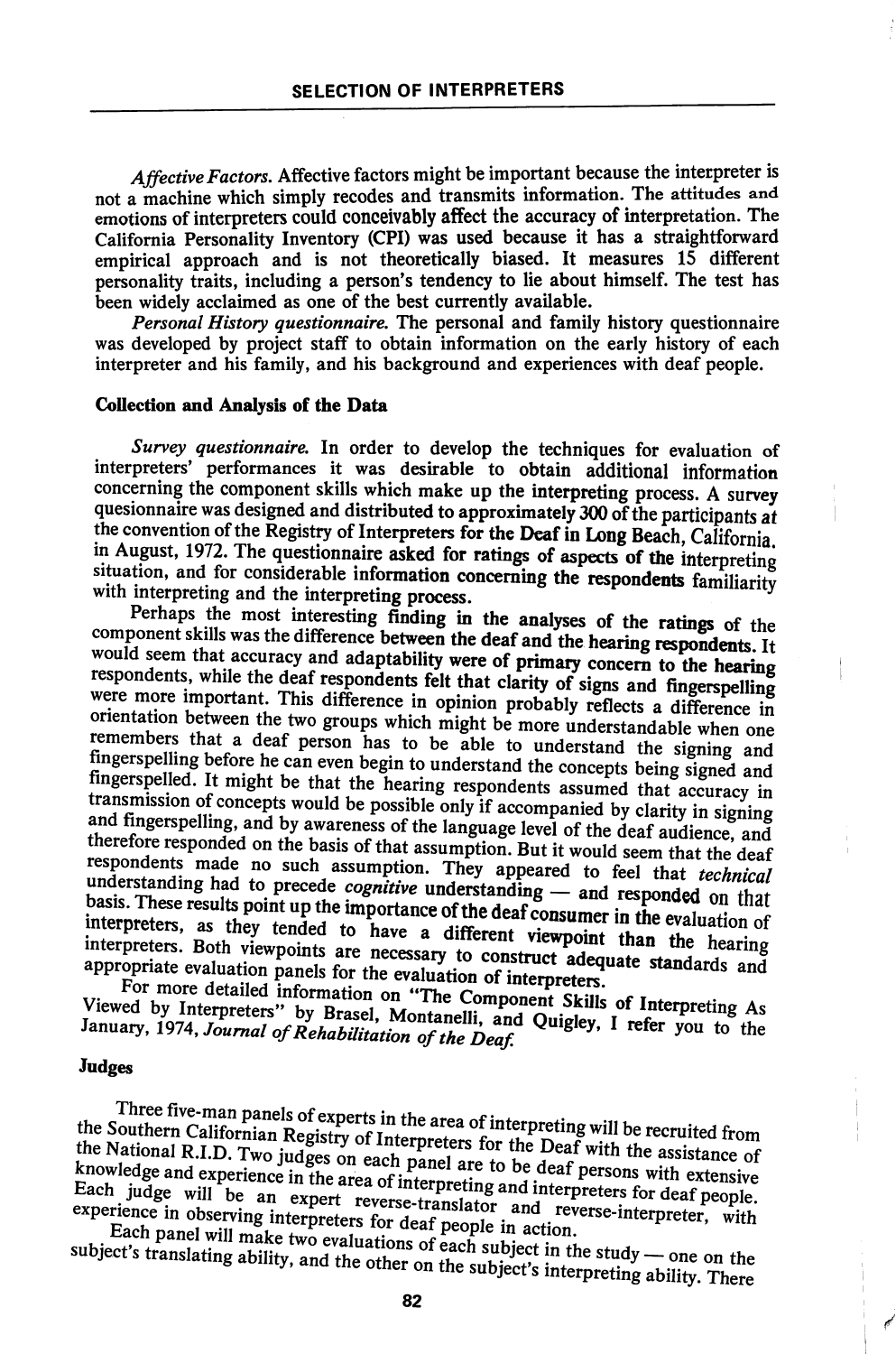*Affective Factors.* Affective factors might be important because the interpreter is not a machine which simply recodes and transmits information. The attitudes and emotions of interpreters could conceivably affect the accuracy of interpretation. The California Personality Inventory (CPI) was used because it has a straightforward empirical approach and is not theoretically biased. It measures 15 different personality traits, including a person's tendency to lie about himself. The test has been widely acclaimed as one of the best currently available.

*Personal History questionnaire.* The personal and family history questionnaire was developed by project staff to obtain information on the early history of each interpreter and his family, and his background and experiences with deaf people.

**Collection and Analysis of the Data**

*Survey questionnaire.* In order to develop the techniques for evaluation of interpreters' performances it was desirable to obtain additional information concerning the component skills which make up the interpreting process. A survey quesionnaire was designed and distributed to approximately 300 of the participants at the convention of the Registry of Interpreters for the Deaf in Long Beach, California, in August, 1972. The questionnaire asked for ratings of aspects of the interpreting situation, and for considerable information concerning the respondents familiarity with interpreting and the interpreting process.

Perhaps the most interesting finding in the analyses of the ratings of the component skills was the difference between the deaf and the hearing respondents. It would seem that accuracy and adaptability were of primary concern to the hearing respondents, while the deaf respondents felt that clarity of signs and fingerspelling were more important. This difference in opinion probably reflects a difference in orientation between the two groups which might be more understandable when one remembers that a deaf person has to be able to understand the signing and fingerspelling before he can even begin to understand the concepts being signed and fingerspelled. It might be that the hearing respondents assumed that accuracy in transmission of concepts would be possible only if accompanied by clarity in signing and fingerspelling, and by awareness of the language level of the deaf audience, and therefore responded on the basis of that assumption. But it would seem that the deaf respondents made no such assumption. They appeared to feel that *technical* understanding had to precede *cognitive* understanding — and responded on that basis. These results point up the importance of the deaf consumer in the evaluation of interpreters, as they tended to have a different viewpoint than the hearing interpreters. Both viewpoints are necessary to construct adequate standards and appropriate evaluation panels for the evaluation of interpreters.

For more detailed information on "The Component Skills of Interpreting As Viewed by Interpreters" by Brasel, Montanelli, and Quigley, I refer you to the January, 1974, *Journal of Rehabilitation of the Deaf.*

**Judges**

Three five-man panels of experts in the area of interpreting will be recruited from the Southern Californian Registry of Interpreters for the Deaf with the assistance of the National R.I.D. Two judges on each panel are to be deaf persons with extensive knowledge and experience in the area of interpreting and interpreters for deaf people. Each judge will be an expert reverse-translator and reverse-interpreter, with experience in observing interpreters for deaf people in action.

Each panel will make two evaluations of each subject in the study — one on the subject's translating ability, and the other on the subject's interpreting ability. There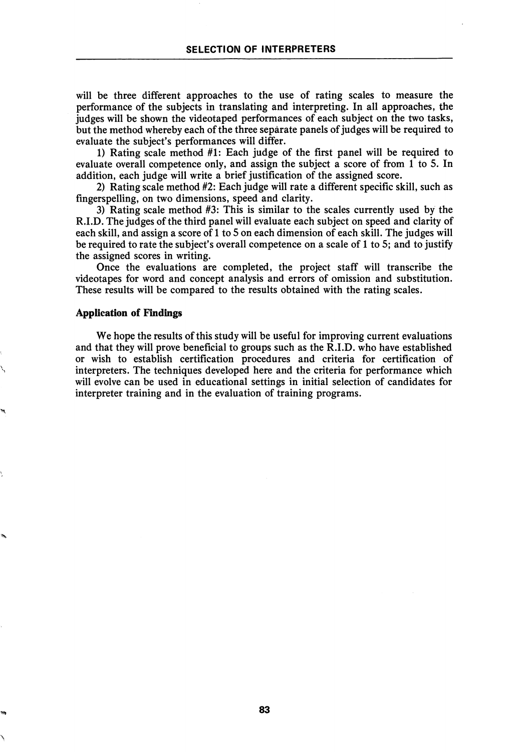will be three different approaches to the use of rating scales to measure the performance of the subjects in translating and interpreting. In all approaches, the judges will be shown the videotaped performances of each subject on the two tasks, but the method whereby each of the three separate panels of judges will be required to evaluate the subject's performances will differ.

1) Rating scale method #1: Each judge of the first panel will be required to evaluate overall competence only, and assign the subject a score of from 1 to 5. In addition, each judge will write a brief justification of the assigned score.

2) Rating scale method #2: Each judge will rate a different specific skill, such as fingerspelling, on two dimensions, speed and clarity.

3) Rating scale method #3: This is similar to the scales currently used by the R.I.D. The judges of the third panel will evaluate each subject on speed and clarity of each skill, and assign a score of 1 to 5 on each dimension of each skill. The judges will be required to rate the subject's overall competence on a scale of 1 to 5; and to justify the assigned scores in writing.

Once the evaluations are completed, the project staff will transcribe the videotapes for word and concept analysis and errors of omission and substitution. These results will be compared to the results obtained with the rating scales.

**Application of Findings**

We hope the results of this study will be useful for improving current evaluations and that they will prove beneficial to groups such as the R.I.D. who have established or wish to establish certification procedures and criteria for certification of interpreters. The techniques developed here and the criteria for performance which will evolve can be used in educational settings in initial selection of candidates for interpreter training and in the evaluation of training programs.